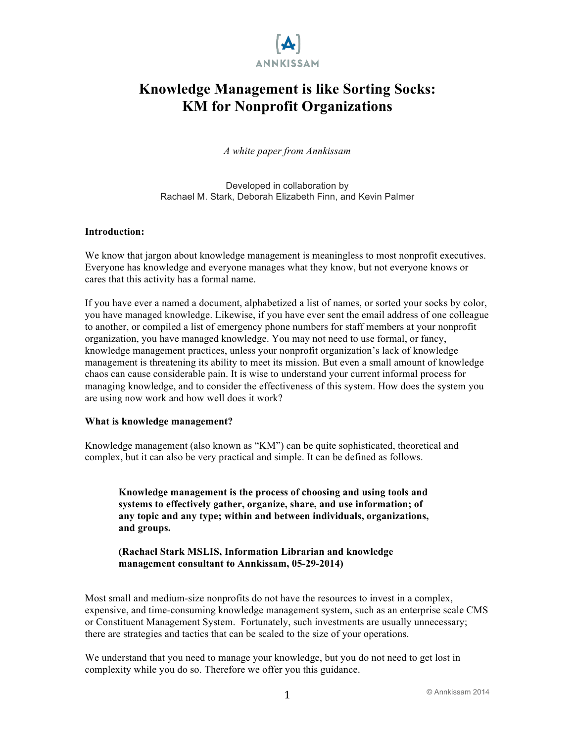ANNKISSAM

# Knowledge Management is like Sorting Socks: KM for Nonprofit Organizations

*A white paper from Annkissam*

Developed in collaboration by
Rachael M. Stark, Deborah Elizabeth Finn, and Kevin Palmer

**Introduction:**

We know that jargon about knowledge management is meaningless to most nonprofit executives. Everyone has knowledge and everyone manages what they know, but not everyone knows or cares that this activity has a formal name.

If you have ever a named a document, alphabetized a list of names, or sorted your socks by color, you have managed knowledge. Likewise, if you have ever sent the email address of one colleague to another, or compiled a list of emergency phone numbers for staff members at your nonprofit organization, you have managed knowledge. You may not need to use formal, or fancy, knowledge management practices, unless your nonprofit organization's lack of knowledge management is threatening its ability to meet its mission. But even a small amount of knowledge chaos can cause considerable pain. It is wise to understand your current informal process for managing knowledge, and to consider the effectiveness of this system. How does the system you are using now work and how well does it work?

**What is knowledge management?**

Knowledge management (also known as "KM") can be quite sophisticated, theoretical and complex, but it can also be very practical and simple. It can be defined as follows.

> **Knowledge management is the process of choosing and using tools and systems to effectively gather, organize, share, and use information; of any topic and any type; within and between individuals, organizations, and groups.**
>
> **(Rachael Stark MSLIS, Information Librarian and knowledge management consultant to Annkissam, 05-29-2014)**

Most small and medium-size nonprofits do not have the resources to invest in a complex, expensive, and time-consuming knowledge management system, such as an enterprise scale CMS or Constituent Management System. Fortunately, such investments are usually unnecessary; there are strategies and tactics that can be scaled to the size of your operations.

We understand that you need to manage your knowledge, but you do not need to get lost in complexity while you do so. Therefore we offer you this guidance.

© Annkissam 2014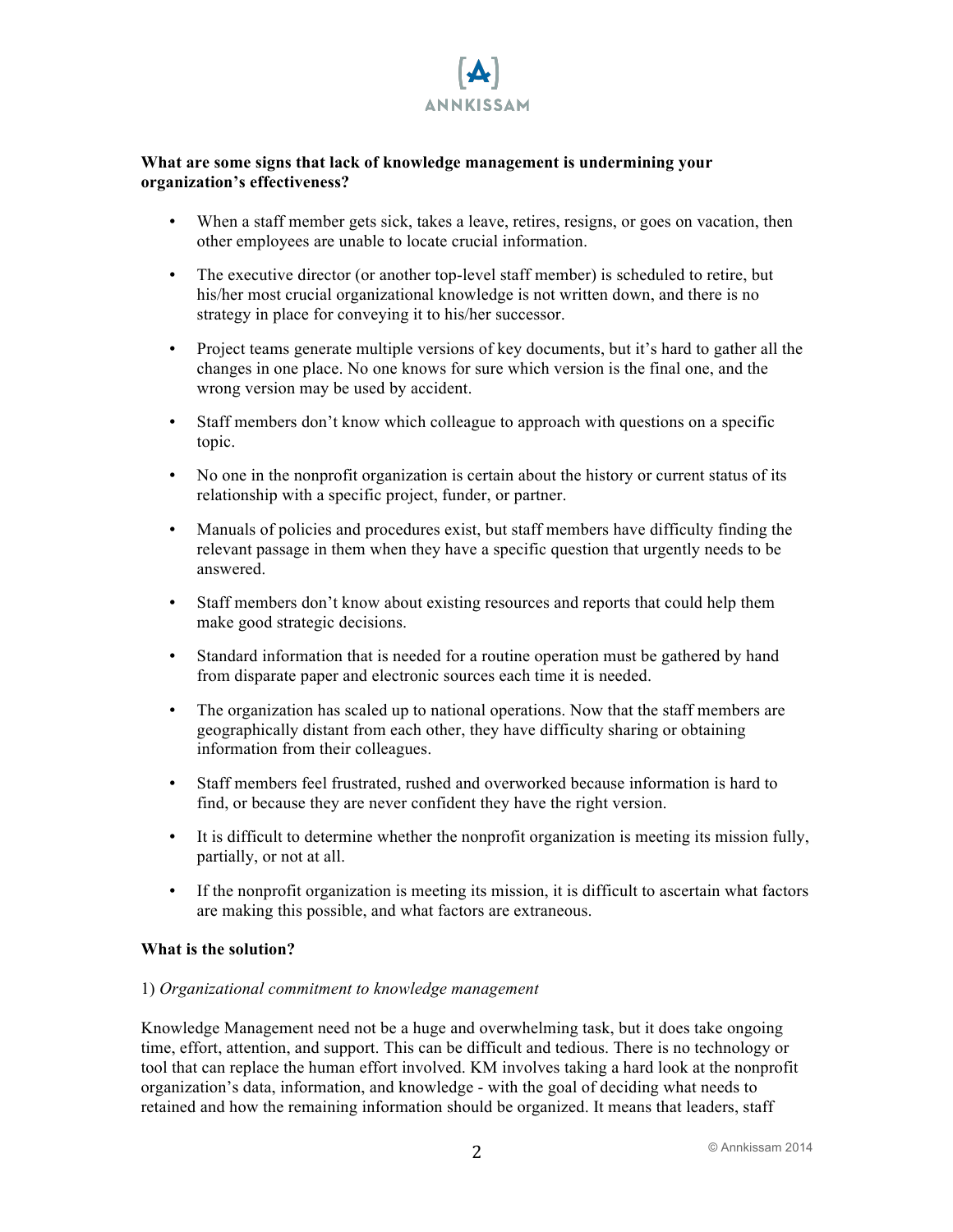**What are some signs that lack of knowledge management is undermining your organization's effectiveness?**

- When a staff member gets sick, takes a leave, retires, resigns, or goes on vacation, then other employees are unable to locate crucial information.
- The executive director (or another top-level staff member) is scheduled to retire, but his/her most crucial organizational knowledge is not written down, and there is no strategy in place for conveying it to his/her successor.
- Project teams generate multiple versions of key documents, but it's hard to gather all the changes in one place. No one knows for sure which version is the final one, and the wrong version may be used by accident.
- Staff members don't know which colleague to approach with questions on a specific topic.
- No one in the nonprofit organization is certain about the history or current status of its relationship with a specific project, funder, or partner.
- Manuals of policies and procedures exist, but staff members have difficulty finding the relevant passage in them when they have a specific question that urgently needs to be answered.
- Staff members don't know about existing resources and reports that could help them make good strategic decisions.
- Standard information that is needed for a routine operation must be gathered by hand from disparate paper and electronic sources each time it is needed.
- The organization has scaled up to national operations. Now that the staff members are geographically distant from each other, they have difficulty sharing or obtaining information from their colleagues.
- Staff members feel frustrated, rushed and overworked because information is hard to find, or because they are never confident they have the right version.
- It is difficult to determine whether the nonprofit organization is meeting its mission fully, partially, or not at all.
- If the nonprofit organization is meeting its mission, it is difficult to ascertain what factors are making this possible, and what factors are extraneous.

**What is the solution?**

1) *Organizational commitment to knowledge management*

Knowledge Management need not be a huge and overwhelming task, but it does take ongoing time, effort, attention, and support. This can be difficult and tedious. There is no technology or tool that can replace the human effort involved. KM involves taking a hard look at the nonprofit organization's data, information, and knowledge - with the goal of deciding what needs to retained and how the remaining information should be organized. It means that leaders, staff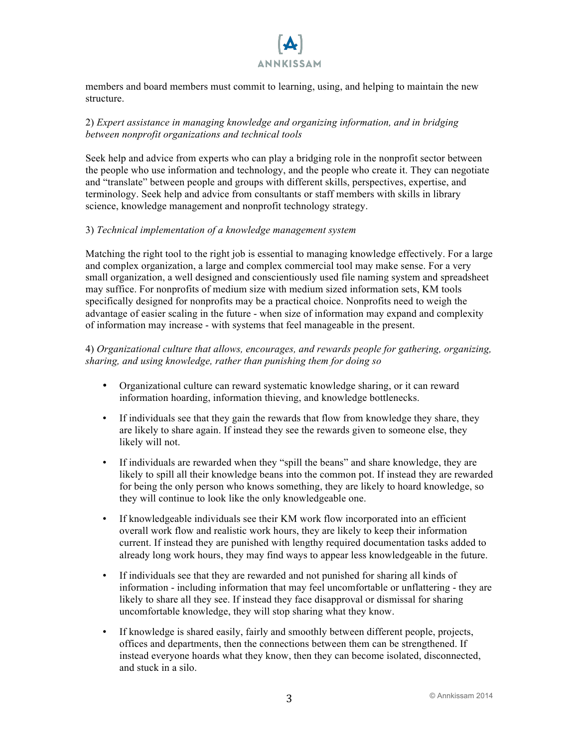members and board members must commit to learning, using, and helping to maintain the new structure.

2) *Expert assistance in managing knowledge and organizing information, and in bridging between nonprofit organizations and technical tools*

Seek help and advice from experts who can play a bridging role in the nonprofit sector between the people who use information and technology, and the people who create it. They can negotiate and "translate" between people and groups with different skills, perspectives, expertise, and terminology. Seek help and advice from consultants or staff members with skills in library science, knowledge management and nonprofit technology strategy.

3) *Technical implementation of a knowledge management system*

Matching the right tool to the right job is essential to managing knowledge effectively. For a large and complex organization, a large and complex commercial tool may make sense. For a very small organization, a well designed and conscientiously used file naming system and spreadsheet may suffice. For nonprofits of medium size with medium sized information sets, KM tools specifically designed for nonprofits may be a practical choice. Nonprofits need to weigh the advantage of easier scaling in the future - when size of information may expand and complexity of information may increase - with systems that feel manageable in the present.

4) *Organizational culture that allows, encourages, and rewards people for gathering, organizing, sharing, and using knowledge, rather than punishing them for doing so*

- Organizational culture can reward systematic knowledge sharing, or it can reward information hoarding, information thieving, and knowledge bottlenecks.
- If individuals see that they gain the rewards that flow from knowledge they share, they are likely to share again. If instead they see the rewards given to someone else, they likely will not.
- If individuals are rewarded when they "spill the beans" and share knowledge, they are likely to spill all their knowledge beans into the common pot. If instead they are rewarded for being the only person who knows something, they are likely to hoard knowledge, so they will continue to look like the only knowledgeable one.
- If knowledgeable individuals see their KM work flow incorporated into an efficient overall work flow and realistic work hours, they are likely to keep their information current. If instead they are punished with lengthy required documentation tasks added to already long work hours, they may find ways to appear less knowledgeable in the future.
- If individuals see that they are rewarded and not punished for sharing all kinds of information - including information that may feel uncomfortable or unflattering - they are likely to share all they see. If instead they face disapproval or dismissal for sharing uncomfortable knowledge, they will stop sharing what they know.
- If knowledge is shared easily, fairly and smoothly between different people, projects, offices and departments, then the connections between them can be strengthened. If instead everyone hoards what they know, then they can become isolated, disconnected, and stuck in a silo.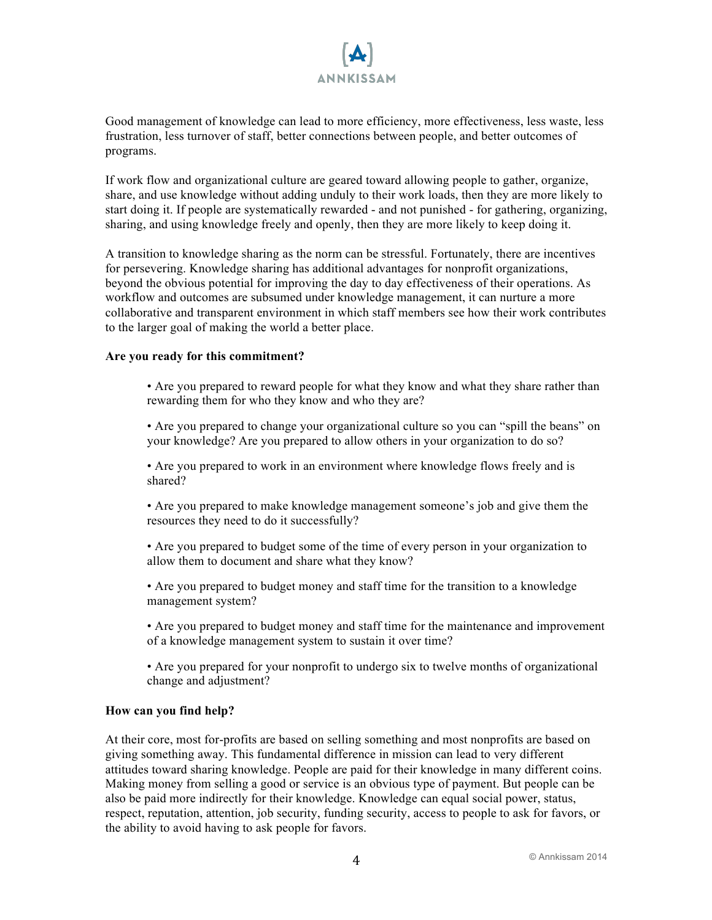Good management of knowledge can lead to more efficiency, more effectiveness, less waste, less frustration, less turnover of staff, better connections between people, and better outcomes of programs.

If work flow and organizational culture are geared toward allowing people to gather, organize, share, and use knowledge without adding unduly to their work loads, then they are more likely to start doing it. If people are systematically rewarded - and not punished - for gathering, organizing, sharing, and using knowledge freely and openly, then they are more likely to keep doing it.

A transition to knowledge sharing as the norm can be stressful. Fortunately, there are incentives for persevering. Knowledge sharing has additional advantages for nonprofit organizations, beyond the obvious potential for improving the day to day effectiveness of their operations. As workflow and outcomes are subsumed under knowledge management, it can nurture a more collaborative and transparent environment in which staff members see how their work contributes to the larger goal of making the world a better place.

**Are you ready for this commitment?**

- Are you prepared to reward people for what they know and what they share rather than rewarding them for who they know and who they are?
- Are you prepared to change your organizational culture so you can "spill the beans" on your knowledge? Are you prepared to allow others in your organization to do so?
- Are you prepared to work in an environment where knowledge flows freely and is shared?
- Are you prepared to make knowledge management someone's job and give them the resources they need to do it successfully?
- Are you prepared to budget some of the time of every person in your organization to allow them to document and share what they know?
- Are you prepared to budget money and staff time for the transition to a knowledge management system?
- Are you prepared to budget money and staff time for the maintenance and improvement of a knowledge management system to sustain it over time?
- Are you prepared for your nonprofit to undergo six to twelve months of organizational change and adjustment?

**How can you find help?**

At their core, most for-profits are based on selling something and most nonprofits are based on giving something away. This fundamental difference in mission can lead to very different attitudes toward sharing knowledge. People are paid for their knowledge in many different coins. Making money from selling a good or service is an obvious type of payment. But people can be also be paid more indirectly for their knowledge. Knowledge can equal social power, status, respect, reputation, attention, job security, funding security, access to people to ask for favors, or the ability to avoid having to ask people for favors.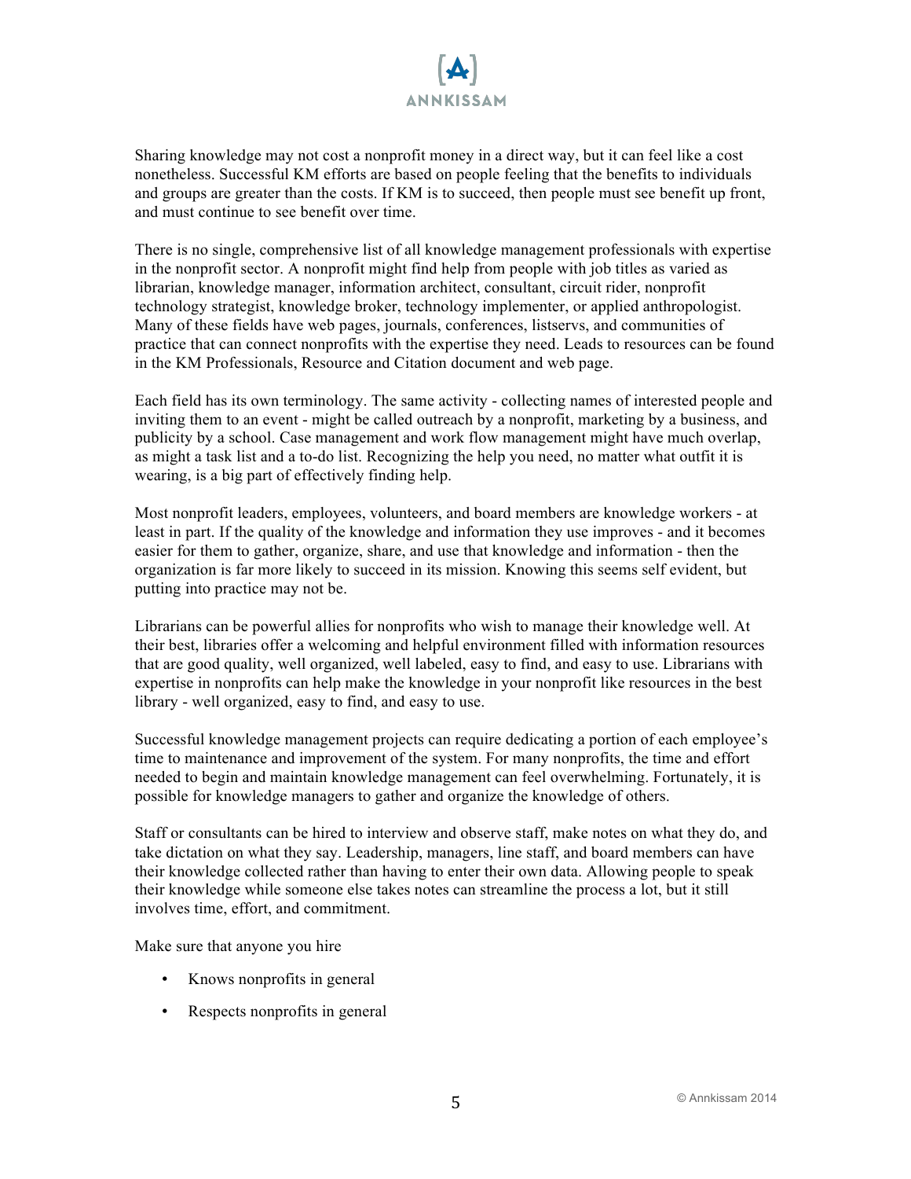Sharing knowledge may not cost a nonprofit money in a direct way, but it can feel like a cost nonetheless. Successful KM efforts are based on people feeling that the benefits to individuals and groups are greater than the costs. If KM is to succeed, then people must see benefit up front, and must continue to see benefit over time.

There is no single, comprehensive list of all knowledge management professionals with expertise in the nonprofit sector. A nonprofit might find help from people with job titles as varied as librarian, knowledge manager, information architect, consultant, circuit rider, nonprofit technology strategist, knowledge broker, technology implementer, or applied anthropologist. Many of these fields have web pages, journals, conferences, listservs, and communities of practice that can connect nonprofits with the expertise they need. Leads to resources can be found in the KM Professionals, Resource and Citation document and web page.

Each field has its own terminology. The same activity - collecting names of interested people and inviting them to an event - might be called outreach by a nonprofit, marketing by a business, and publicity by a school. Case management and work flow management might have much overlap, as might a task list and a to-do list. Recognizing the help you need, no matter what outfit it is wearing, is a big part of effectively finding help.

Most nonprofit leaders, employees, volunteers, and board members are knowledge workers - at least in part. If the quality of the knowledge and information they use improves - and it becomes easier for them to gather, organize, share, and use that knowledge and information - then the organization is far more likely to succeed in its mission. Knowing this seems self evident, but putting into practice may not be.

Librarians can be powerful allies for nonprofits who wish to manage their knowledge well. At their best, libraries offer a welcoming and helpful environment filled with information resources that are good quality, well organized, well labeled, easy to find, and easy to use. Librarians with expertise in nonprofits can help make the knowledge in your nonprofit like resources in the best library - well organized, easy to find, and easy to use.

Successful knowledge management projects can require dedicating a portion of each employee's time to maintenance and improvement of the system. For many nonprofits, the time and effort needed to begin and maintain knowledge management can feel overwhelming. Fortunately, it is possible for knowledge managers to gather and organize the knowledge of others.

Staff or consultants can be hired to interview and observe staff, make notes on what they do, and take dictation on what they say. Leadership, managers, line staff, and board members can have their knowledge collected rather than having to enter their own data. Allowing people to speak their knowledge while someone else takes notes can streamline the process a lot, but it still involves time, effort, and commitment.

Make sure that anyone you hire

- Knows nonprofits in general
- Respects nonprofits in general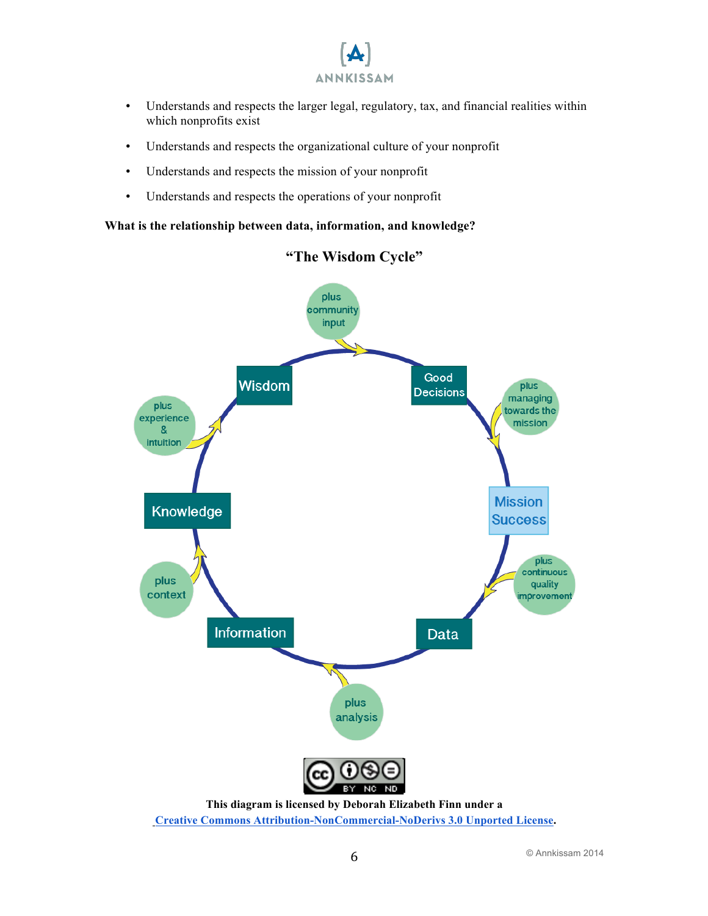- Understands and respects the larger legal, regulatory, tax, and financial realities within which nonprofits exist
- Understands and respects the organizational culture of your nonprofit
- Understands and respects the mission of your nonprofit
- Understands and respects the operations of your nonprofit

**What is the relationship between data, information, and knowledge?**

**"The Wisdom Cycle"**

Data → plus analysis → Information → plus context → Knowledge → plus experience & intuition → Wisdom → plus community input → Good Decisions → plus managing towards the mission → Mission Success → plus continuous quality improvement → Data

**This diagram is licensed by Deborah Elizabeth Finn under a [Creative Commons Attribution-NonCommercial-NoDerivs 3.0 Unported License](https://creativecommons.org/licenses/by-nc-nd/3.0/).**

© Annkissam 2014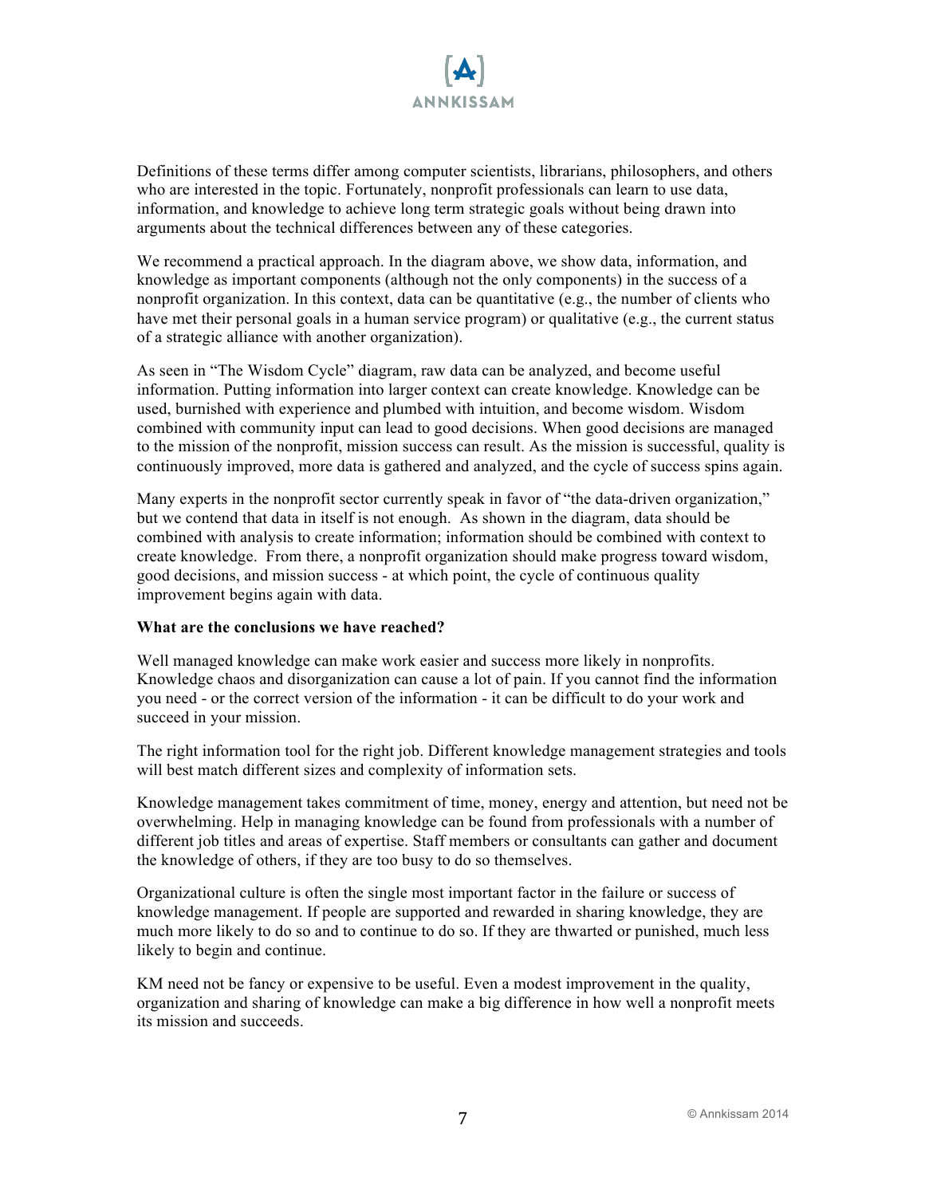Definitions of these terms differ among computer scientists, librarians, philosophers, and others who are interested in the topic. Fortunately, nonprofit professionals can learn to use data, information, and knowledge to achieve long term strategic goals without being drawn into arguments about the technical differences between any of these categories.

We recommend a practical approach. In the diagram above, we show data, information, and knowledge as important components (although not the only components) in the success of a nonprofit organization. In this context, data can be quantitative (e.g., the number of clients who have met their personal goals in a human service program) or qualitative (e.g., the current status of a strategic alliance with another organization).

As seen in "The Wisdom Cycle" diagram, raw data can be analyzed, and become useful information. Putting information into larger context can create knowledge. Knowledge can be used, burnished with experience and plumbed with intuition, and become wisdom. Wisdom combined with community input can lead to good decisions. When good decisions are managed to the mission of the nonprofit, mission success can result. As the mission is successful, quality is continuously improved, more data is gathered and analyzed, and the cycle of success spins again.

Many experts in the nonprofit sector currently speak in favor of "the data-driven organization," but we contend that data in itself is not enough. As shown in the diagram, data should be combined with analysis to create information; information should be combined with context to create knowledge. From there, a nonprofit organization should make progress toward wisdom, good decisions, and mission success - at which point, the cycle of continuous quality improvement begins again with data.

**What are the conclusions we have reached?**

Well managed knowledge can make work easier and success more likely in nonprofits. Knowledge chaos and disorganization can cause a lot of pain. If you cannot find the information you need - or the correct version of the information - it can be difficult to do your work and succeed in your mission.

The right information tool for the right job. Different knowledge management strategies and tools will best match different sizes and complexity of information sets.

Knowledge management takes commitment of time, money, energy and attention, but need not be overwhelming. Help in managing knowledge can be found from professionals with a number of different job titles and areas of expertise. Staff members or consultants can gather and document the knowledge of others, if they are too busy to do so themselves.

Organizational culture is often the single most important factor in the failure or success of knowledge management. If people are supported and rewarded in sharing knowledge, they are much more likely to do so and to continue to do so. If they are thwarted or punished, much less likely to begin and continue.

KM need not be fancy or expensive to be useful. Even a modest improvement in the quality, organization and sharing of knowledge can make a big difference in how well a nonprofit meets its mission and succeeds.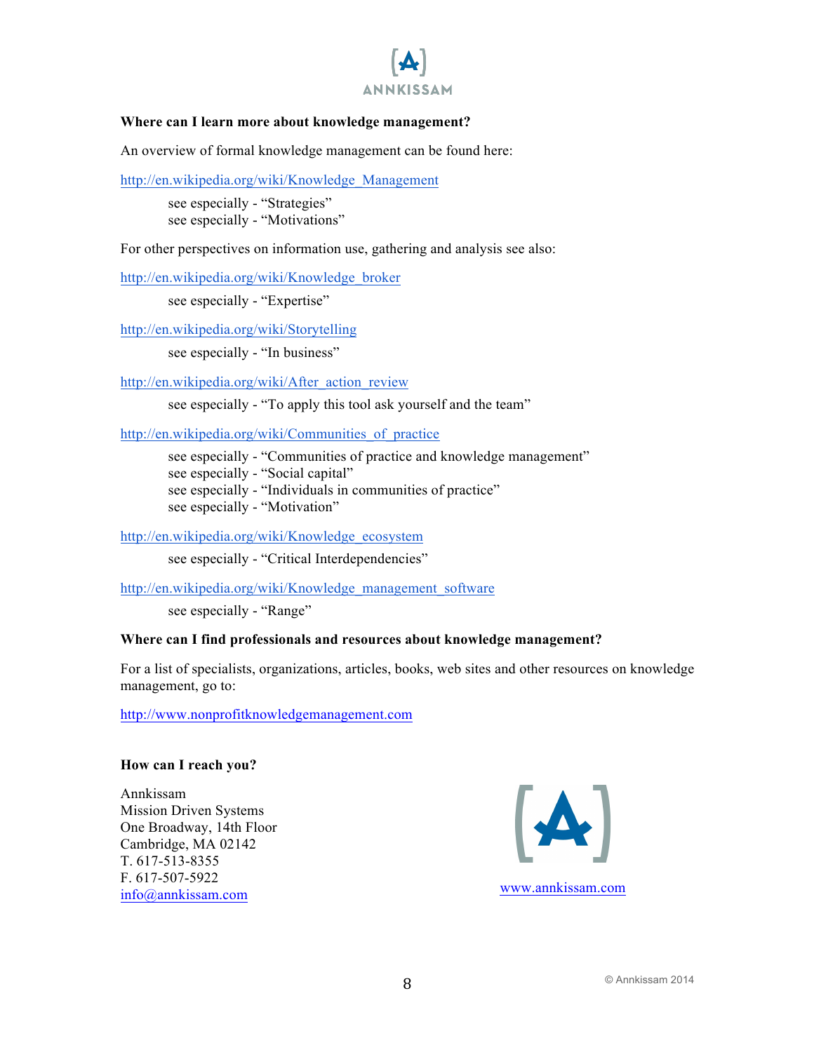**Where can I learn more about knowledge management?**

An overview of formal knowledge management can be found here:

http://en.wikipedia.org/wiki/Knowledge_Management

see especially - "Strategies"
see especially - "Motivations"

For other perspectives on information use, gathering and analysis see also:

http://en.wikipedia.org/wiki/Knowledge_broker

see especially - "Expertise"

http://en.wikipedia.org/wiki/Storytelling

see especially - "In business"

http://en.wikipedia.org/wiki/After_action_review

see especially - "To apply this tool ask yourself and the team"

http://en.wikipedia.org/wiki/Communities_of_practice

see especially - "Communities of practice and knowledge management"
see especially - "Social capital"
see especially - "Individuals in communities of practice"
see especially - "Motivation"

http://en.wikipedia.org/wiki/Knowledge_ecosystem

see especially - "Critical Interdependencies"

http://en.wikipedia.org/wiki/Knowledge_management_software

see especially - "Range"

**Where can I find professionals and resources about knowledge management?**

For a list of specialists, organizations, articles, books, web sites and other resources on knowledge management, go to:

http://www.nonprofitknowledgemanagement.com

**How can I reach you?**

Annkissam
Mission Driven Systems
One Broadway, 14th Floor
Cambridge, MA 02142
T. 617-513-8355
F. 617-507-5922
info@annkissam.com

www.annkissam.com

© Annkissam 2014